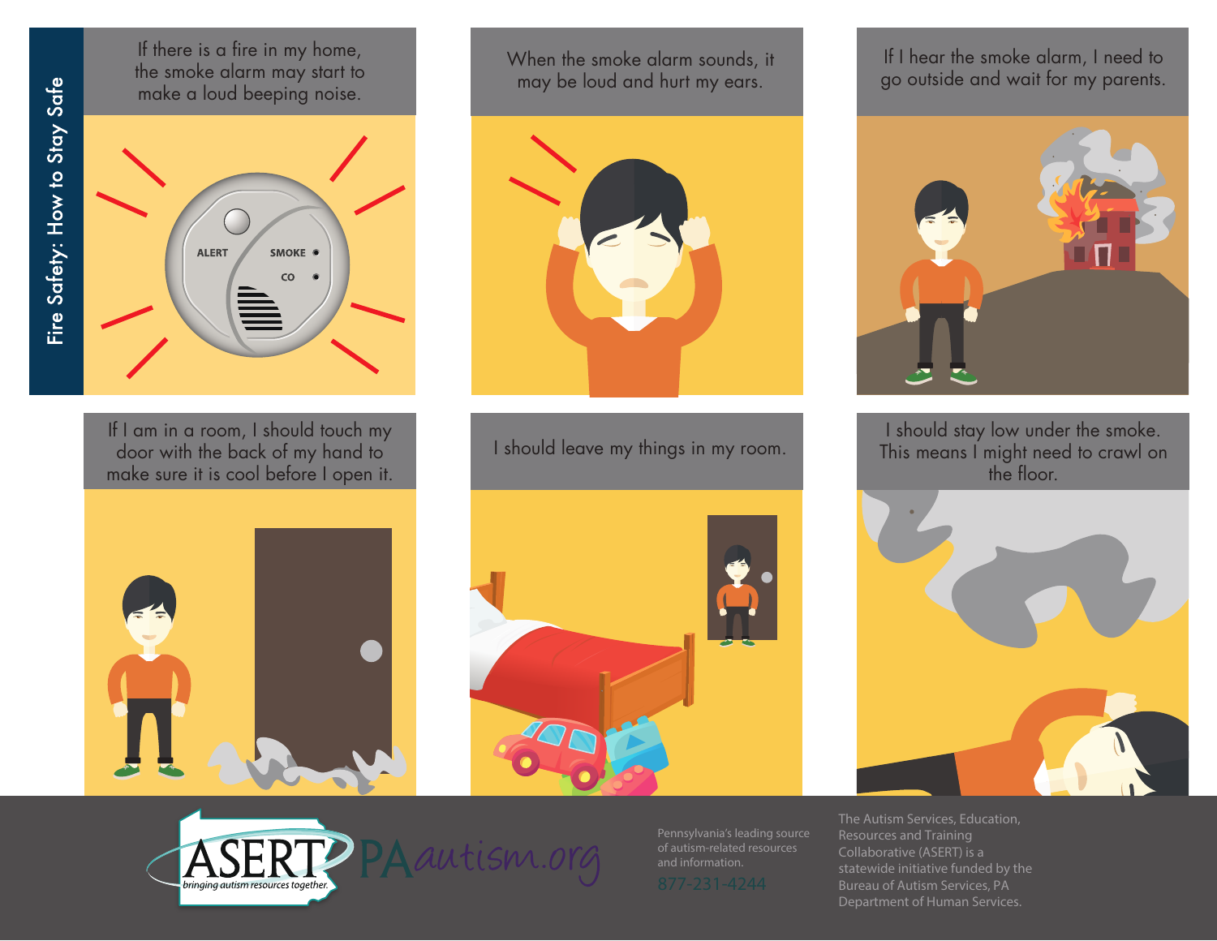# Fire Safety: How to Stay Safe

If there is a fire in my home, the smoke alarm may start to make a loud beeping noise.

When the smoke alarm sounds, it may be loud and hurt my ears.

If I hear the smoke alarm, I need to go outside and wait for my parents.

If I am in a room, I should touch my door with the back of my hand to make sure it is cool before I open it.

I should leave my things in my room.

I should stay low under the smoke. This means I might need to crawl on the floor.

ASERT *bringing autism resources together.* PAautism.org

Pennsylvania's leading source of autism-related resources and information.
877-231-4244

The Autism Services, Education, Resources and Training Collaborative (ASERT) is a statewide initiative funded by the Bureau of Autism Services, PA Department of Human Services.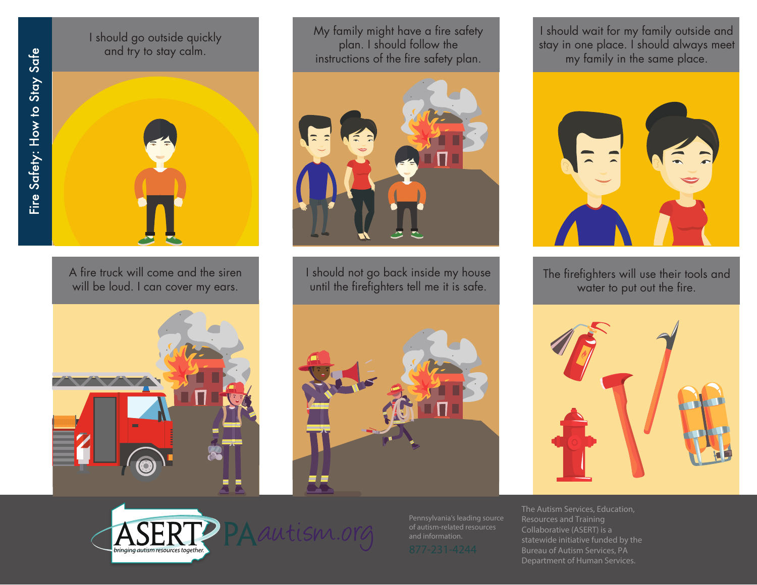# Fire Safety: How to Stay Safe

I should go outside quickly and try to stay calm.

My family might have a fire safety plan. I should follow the instructions of the fire safety plan.

I should wait for my family outside and stay in one place. I should always meet my family in the same place.

A fire truck will come and the siren will be loud. I can cover my ears.

I should not go back inside my house until the firefighters tell me it is safe.

The firefighters will use their tools and water to put out the fire.

ASERT *bringing autism resources together.* PAautism.org

Pennsylvania's leading source of autism-related resources and information.

877-231-4244

The Autism Services, Education, Resources and Training Collaborative (ASERT) is a statewide initiative funded by the Bureau of Autism Services, PA Department of Human Services.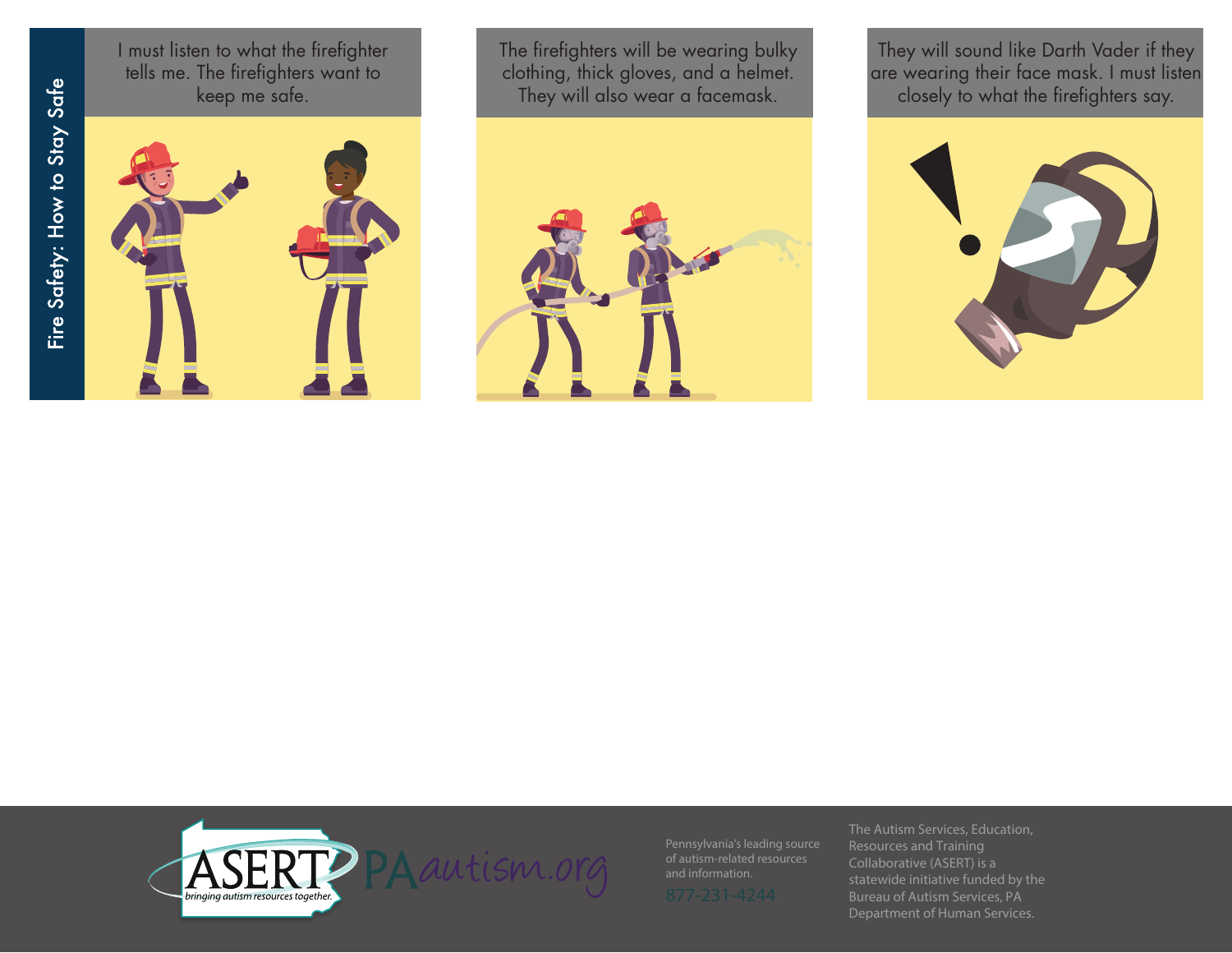Fire Safety: How to Stay Safe

I must listen to what the firefighter tells me. The firefighters want to keep me safe.

The firefighters will be wearing bulky clothing, thick gloves, and a helmet. They will also wear a facemask.

They will sound like Darth Vader if they are wearing their face mask. I must listen closely to what the firefighters say.

ASERT bringing autism resources together. PAautism.org

Pennsylvania's leading source of autism-related resources and information.

877-231-4244

The Autism Services, Education, Resources and Training Collaborative (ASERT) is a statewide initiative funded by the Bureau of Autism Services, PA Department of Human Services.